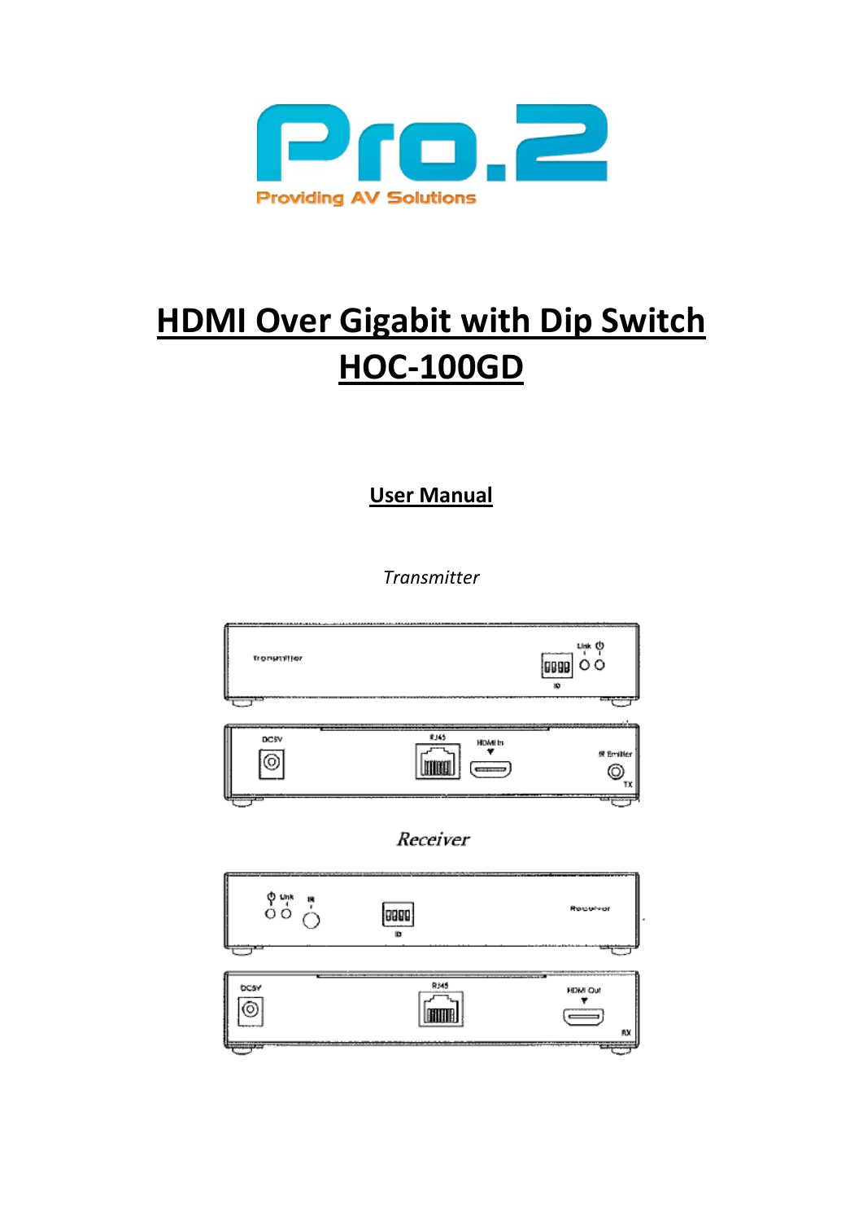# HDMI Over Gigabit with Dip Switch HOC-100GD

## User Manual

*Transmitter*

*Receiver*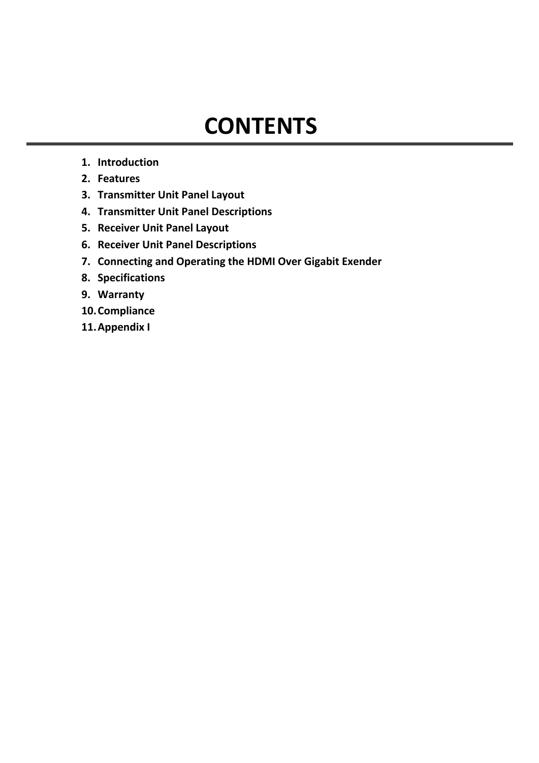# CONTENTS

1. **Introduction**
2. **Features**
3. **Transmitter Unit Panel Layout**
4. **Transmitter Unit Panel Descriptions**
5. **Receiver Unit Panel Layout**
6. **Receiver Unit Panel Descriptions**
7. **Connecting and Operating the HDMI Over Gigabit Exender**
8. **Specifications**
9. **Warranty**
10. **Compliance**
11. **Appendix I**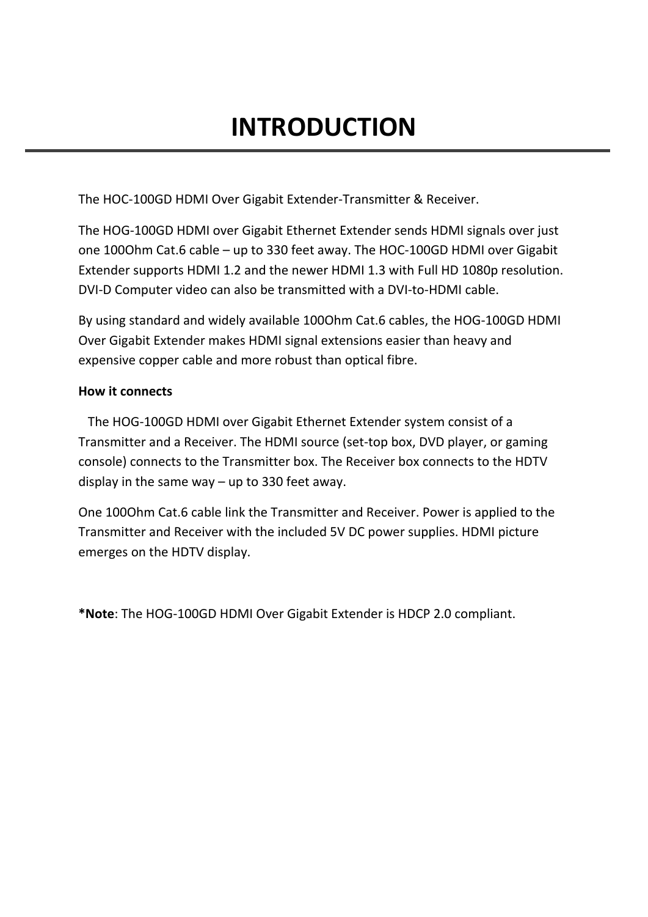# INTRODUCTION

The HOC-100GD HDMI Over Gigabit Extender-Transmitter & Receiver.

The HOG-100GD HDMI over Gigabit Ethernet Extender sends HDMI signals over just one 100Ohm Cat.6 cable – up to 330 feet away. The HOC-100GD HDMI over Gigabit Extender supports HDMI 1.2 and the newer HDMI 1.3 with Full HD 1080p resolution. DVI-D Computer video can also be transmitted with a DVI-to-HDMI cable.

By using standard and widely available 100Ohm Cat.6 cables, the HOG-100GD HDMI Over Gigabit Extender makes HDMI signal extensions easier than heavy and expensive copper cable and more robust than optical fibre.

**How it connects**

The HOG-100GD HDMI over Gigabit Ethernet Extender system consist of a Transmitter and a Receiver. The HDMI source (set-top box, DVD player, or gaming console) connects to the Transmitter box. The Receiver box connects to the HDTV display in the same way – up to 330 feet away.

One 100Ohm Cat.6 cable link the Transmitter and Receiver. Power is applied to the Transmitter and Receiver with the included 5V DC power supplies. HDMI picture emerges on the HDTV display.

***Note**: The HOG-100GD HDMI Over Gigabit Extender is HDCP 2.0 compliant.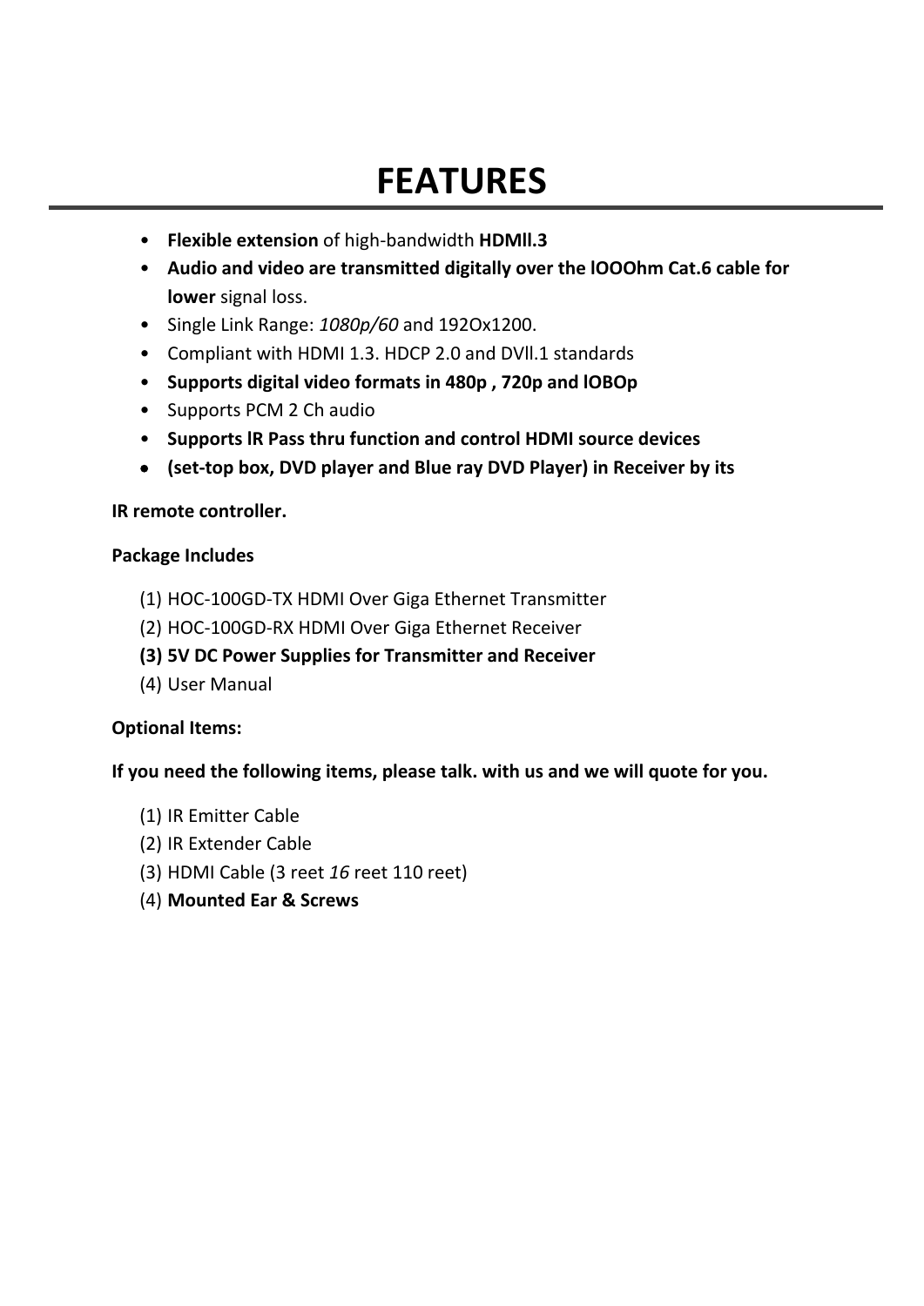# FEATURES

- **Flexible extension** of high-bandwidth **HDMIl.3**
- **Audio and video are transmitted digitally over the lOOOhm Cat.6 cable for lower** signal loss.
- Single Link Range: *1080p/60* and 192Ox1200.
- Compliant with HDMI 1.3. HDCP 2.0 and DVIl.1 standards
- **Supports digital video formats in 480p , 720p and lOBOp**
- Supports PCM 2 Ch audio
- **Supports lR Pass thru function and control HDMI source devices**
- **(set-top box, DVD player and Blue ray DVD Player) in Receiver by its**

**IR remote controller.**

**Package Includes**

(1) HOC-100GD-TX HDMI Over Giga Ethernet Transmitter
(2) HOC-100GD-RX HDMI Over Giga Ethernet Receiver
**(3) 5V DC Power Supplies for Transmitter and Receiver**
(4) User Manual

**Optional Items:**

**If you need the following items, please talk. with us and we will quote for you.**

(1) IR Emitter Cable
(2) IR Extender Cable
(3) HDMI Cable (3 reet *16* reet 110 reet)
(4) **Mounted Ear & Screws**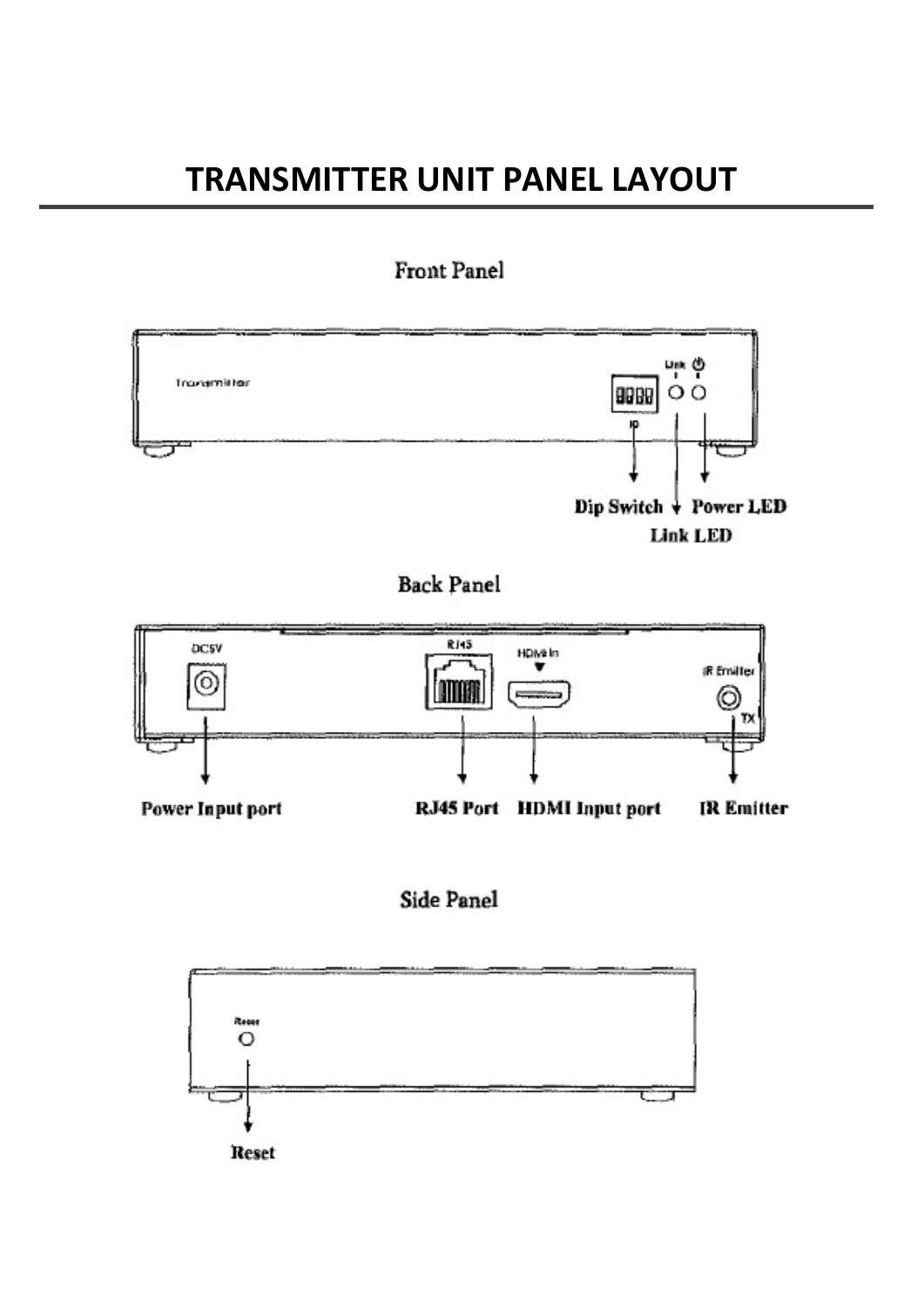# TRANSMITTER UNIT PANEL LAYOUT

Front Panel

Dip Switch

Power LED

Link LED

Back Panel

Power Input port

RJ45 Port

HDMI Input port

IR Emitter

Side Panel

Reset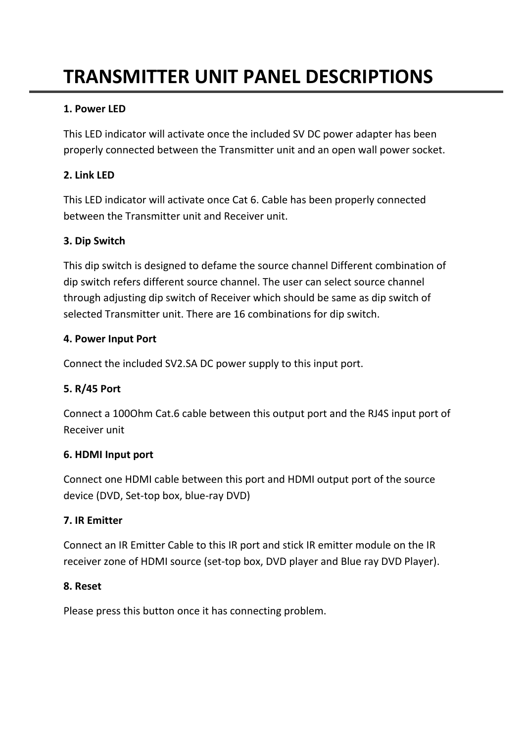# TRANSMITTER UNIT PANEL DESCRIPTIONS

**1. Power LED**

This LED indicator will activate once the included SV DC power adapter has been properly connected between the Transmitter unit and an open wall power socket.

**2. Link LED**

This LED indicator will activate once Cat 6. Cable has been properly connected between the Transmitter unit and Receiver unit.

**3. Dip Switch**

This dip switch is designed to defame the source channel Different combination of dip switch refers different source channel. The user can select source channel through adjusting dip switch of Receiver which should be same as dip switch of selected Transmitter unit. There are 16 combinations for dip switch.

**4. Power Input Port**

Connect the included SV2.SA DC power supply to this input port.

**5. R/45 Port**

Connect a 100Ohm Cat.6 cable between this output port and the RJ4S input port of Receiver unit

**6. HDMI Input port**

Connect one HDMI cable between this port and HDMI output port of the source device (DVD, Set-top box, blue-ray DVD)

**7. IR Emitter**

Connect an IR Emitter Cable to this IR port and stick IR emitter module on the IR receiver zone of HDMI source (set-top box, DVD player and Blue ray DVD Player).

**8. Reset**

Please press this button once it has connecting problem.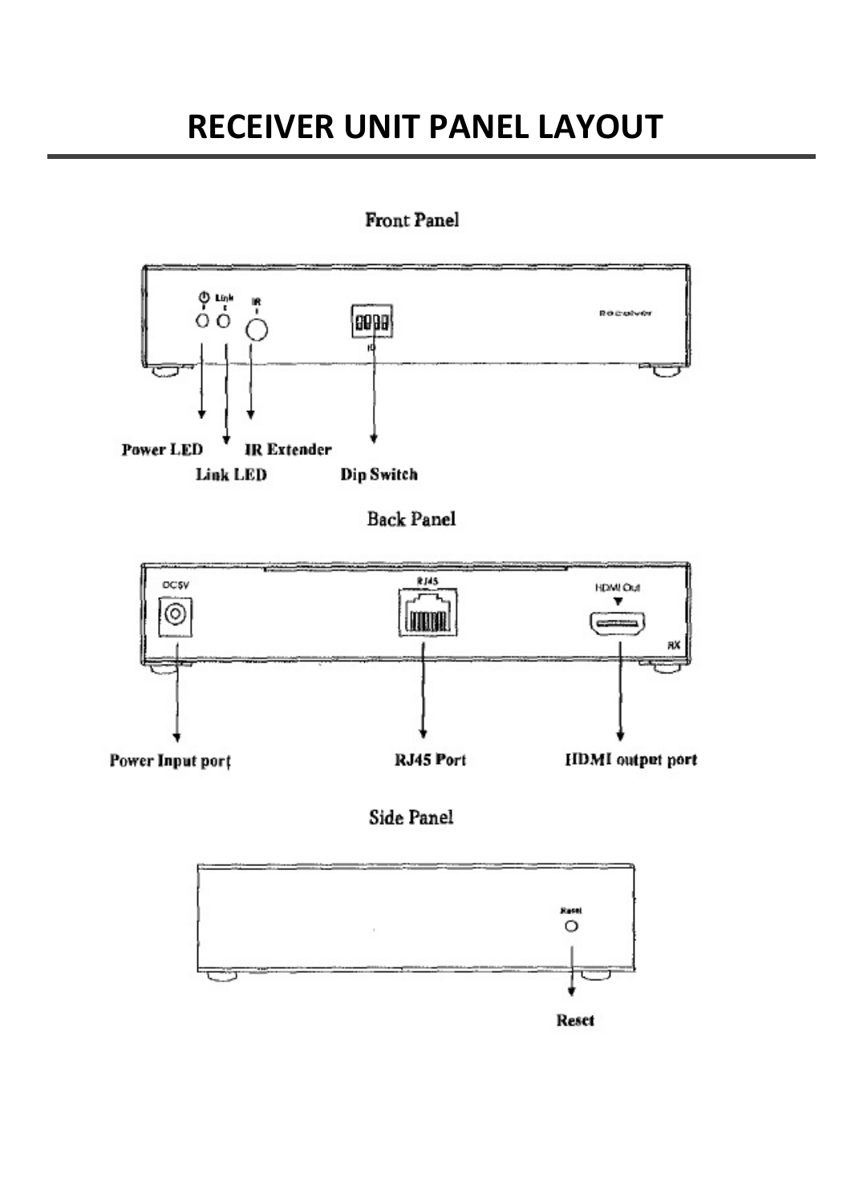# RECEIVER UNIT PANEL LAYOUT

Front Panel

Power LED

Link LED

IR Extender

Dip Switch

Back Panel

Power Input port

RJ45 Port

HDMI output port

Side Panel

Reset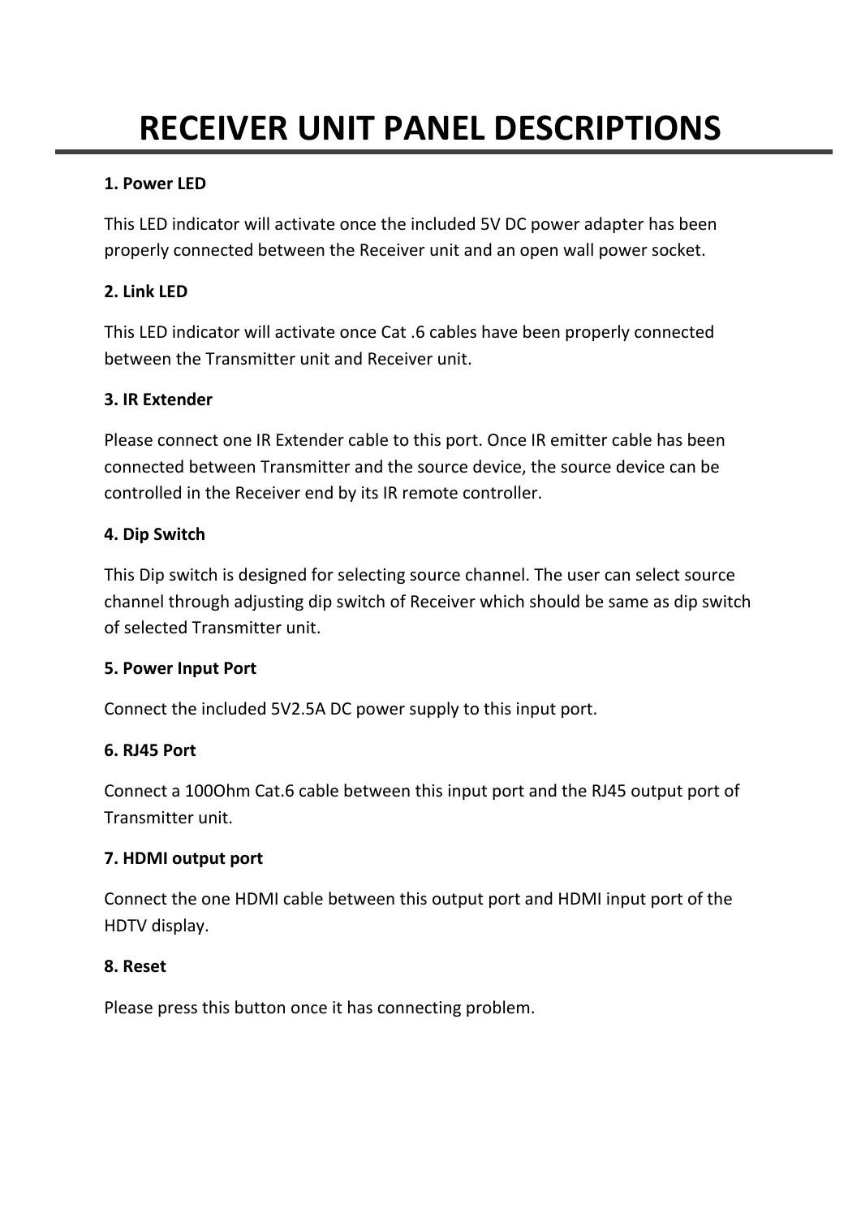# RECEIVER UNIT PANEL DESCRIPTIONS

**1. Power LED**

This LED indicator will activate once the included 5V DC power adapter has been properly connected between the Receiver unit and an open wall power socket.

**2. Link LED**

This LED indicator will activate once Cat .6 cables have been properly connected between the Transmitter unit and Receiver unit.

**3. IR Extender**

Please connect one IR Extender cable to this port. Once IR emitter cable has been connected between Transmitter and the source device, the source device can be controlled in the Receiver end by its IR remote controller.

**4. Dip Switch**

This Dip switch is designed for selecting source channel. The user can select source channel through adjusting dip switch of Receiver which should be same as dip switch of selected Transmitter unit.

**5. Power Input Port**

Connect the included 5V2.5A DC power supply to this input port.

**6. RJ45 Port**

Connect a 100Ohm Cat.6 cable between this input port and the RJ45 output port of Transmitter unit.

**7. HDMI output port**

Connect the one HDMI cable between this output port and HDMI input port of the HDTV display.

**8. Reset**

Please press this button once it has connecting problem.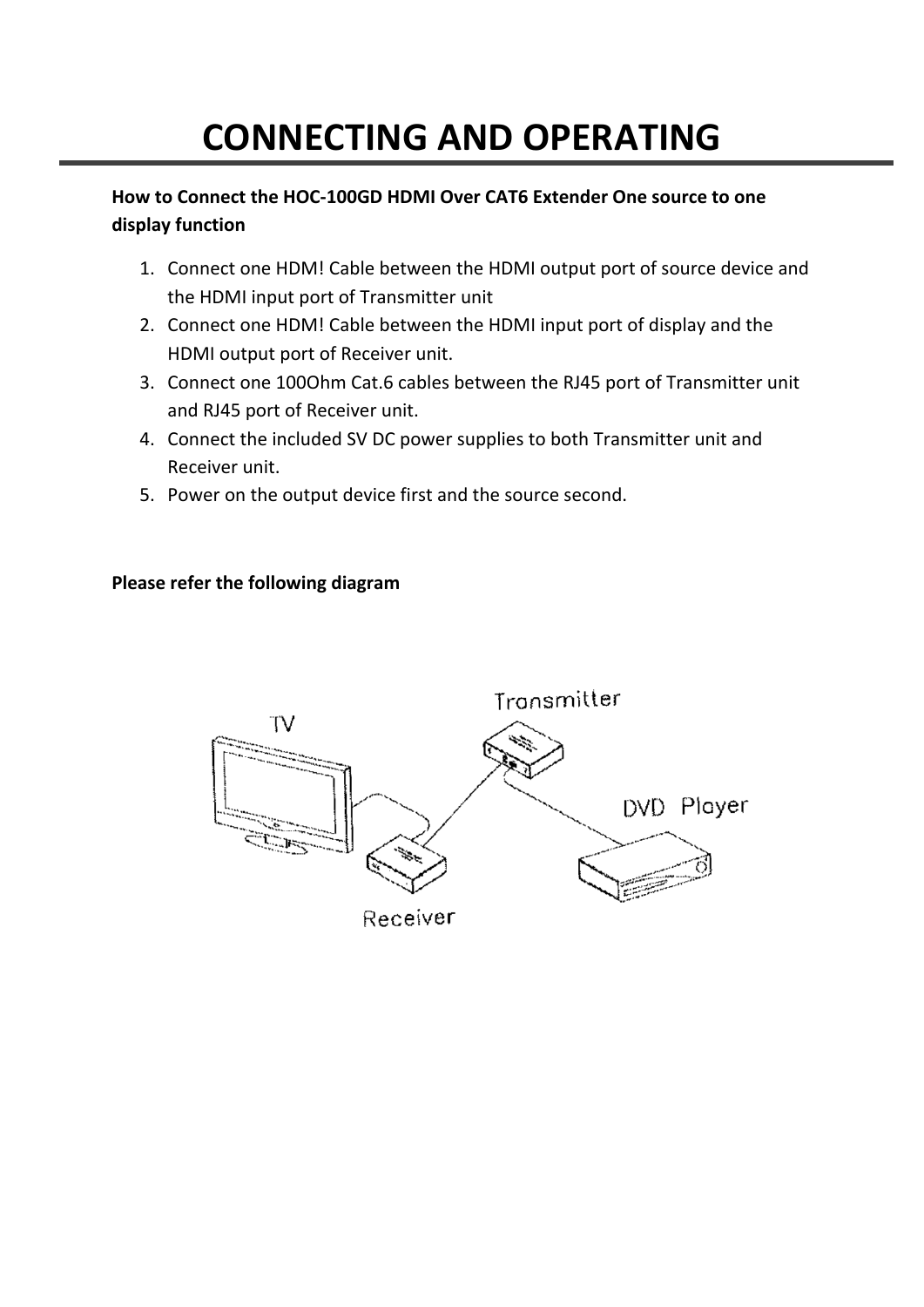# CONNECTING AND OPERATING

**How to Connect the HOC-100GD HDMI Over CAT6 Extender One source to one display function**

1. Connect one HDM! Cable between the HDMI output port of source device and the HDMI input port of Transmitter unit
2. Connect one HDM! Cable between the HDMI input port of display and the HDMI output port of Receiver unit.
3. Connect one 100Ohm Cat.6 cables between the RJ45 port of Transmitter unit and RJ45 port of Receiver unit.
4. Connect the included SV DC power supplies to both Transmitter unit and Receiver unit.
5. Power on the output device first and the source second.

**Please refer the following diagram**

TV

Tronsmitter

DVD Ployer

Receiver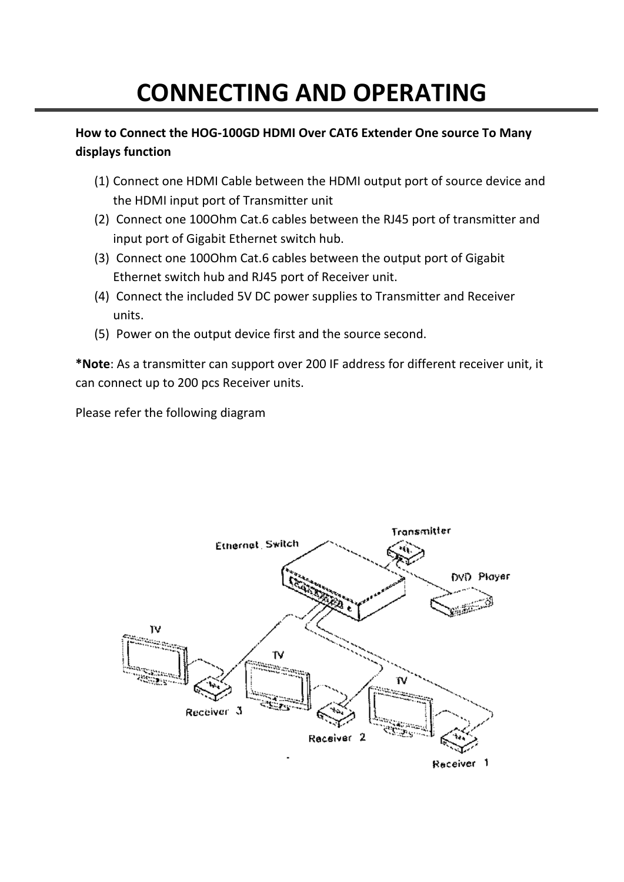# CONNECTING AND OPERATING

**How to Connect the HOG-100GD HDMI Over CAT6 Extender One source To Many displays function**

(1) Connect one HDMI Cable between the HDMI output port of source device and the HDMI input port of Transmitter unit
(2) Connect one 100Ohm Cat.6 cables between the RJ45 port of transmitter and input port of Gigabit Ethernet switch hub.
(3) Connect one 100Ohm Cat.6 cables between the output port of Gigabit Ethernet switch hub and RJ45 port of Receiver unit.
(4) Connect the included 5V DC power supplies to Transmitter and Receiver units.
(5) Power on the output device first and the source second.

***Note**: As a transmitter can support over 200 IF address for different receiver unit, it can connect up to 200 pcs Receiver units.

Please refer the following diagram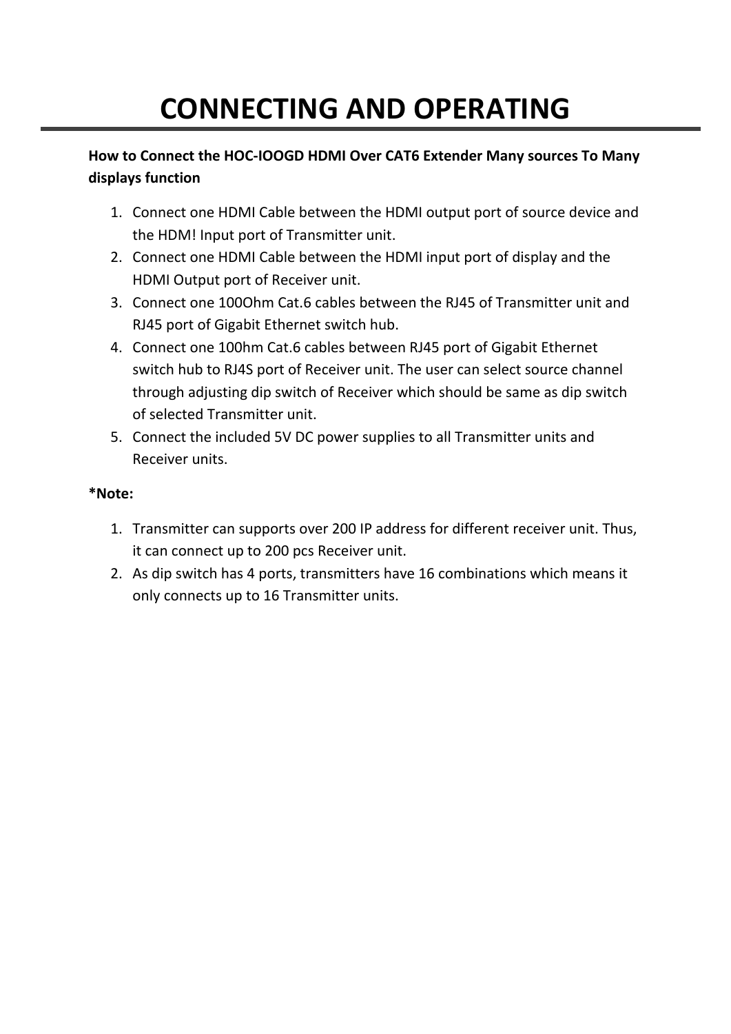# CONNECTING AND OPERATING

**How to Connect the HOC-IOOGD HDMI Over CAT6 Extender Many sources To Many displays function**

1. Connect one HDMI Cable between the HDMI output port of source device and the HDM! Input port of Transmitter unit.
2. Connect one HDMI Cable between the HDMI input port of display and the HDMI Output port of Receiver unit.
3. Connect one 100Ohm Cat.6 cables between the RJ45 of Transmitter unit and RJ45 port of Gigabit Ethernet switch hub.
4. Connect one 100hm Cat.6 cables between RJ45 port of Gigabit Ethernet switch hub to RJ4S port of Receiver unit. The user can select source channel through adjusting dip switch of Receiver which should be same as dip switch of selected Transmitter unit.
5. Connect the included 5V DC power supplies to all Transmitter units and Receiver units.

***Note:**

1. Transmitter can supports over 200 IP address for different receiver unit. Thus, it can connect up to 200 pcs Receiver unit.
2. As dip switch has 4 ports, transmitters have 16 combinations which means it only connects up to 16 Transmitter units.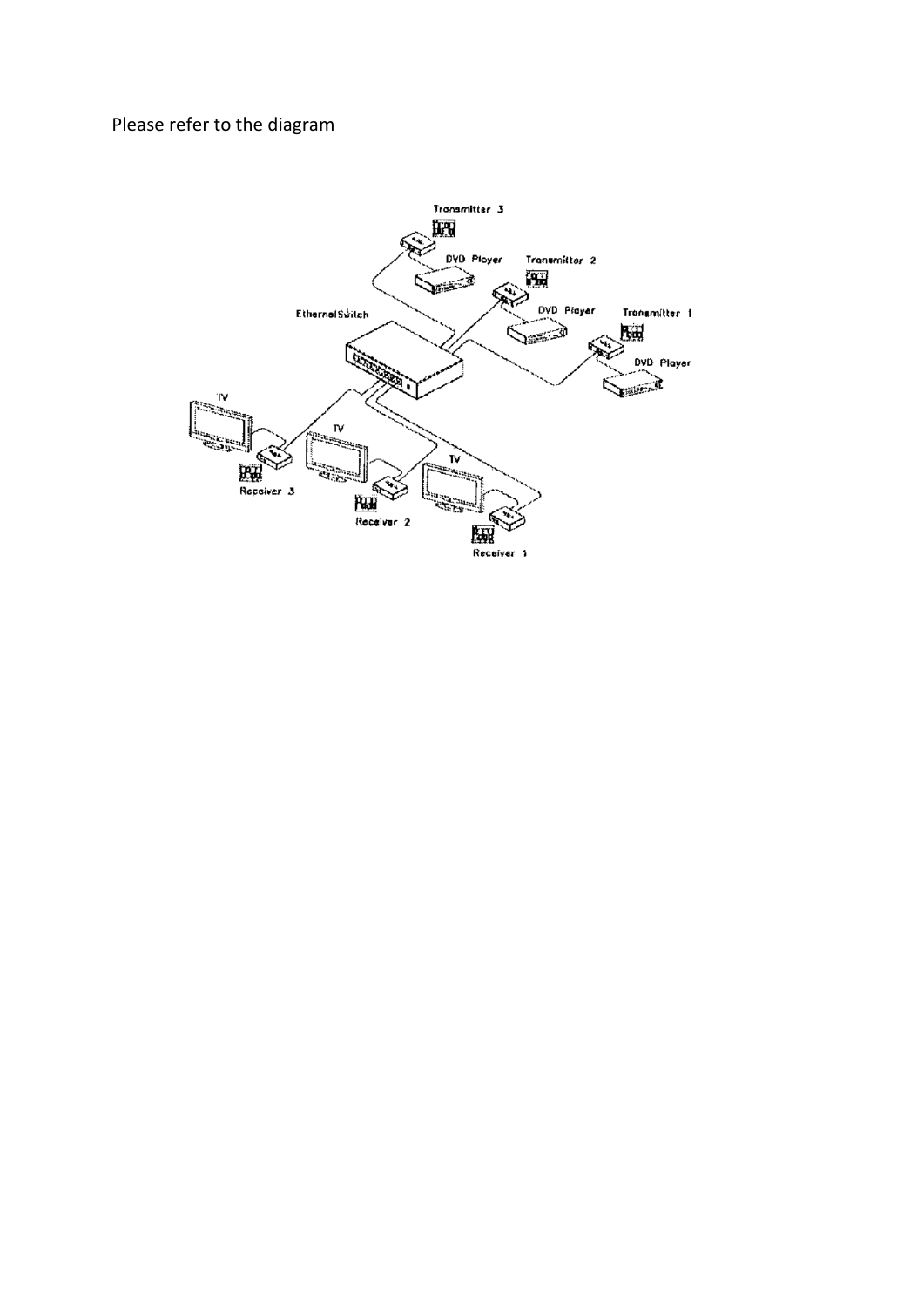Please refer to the diagram

Transmitter 3

DVD Player

Transmitter 2

EthernetSwitch

DVD Player

Transmitter 1

DVD Player

TV

TV

TV

Receiver 3

Receiver 2

Receiver 1